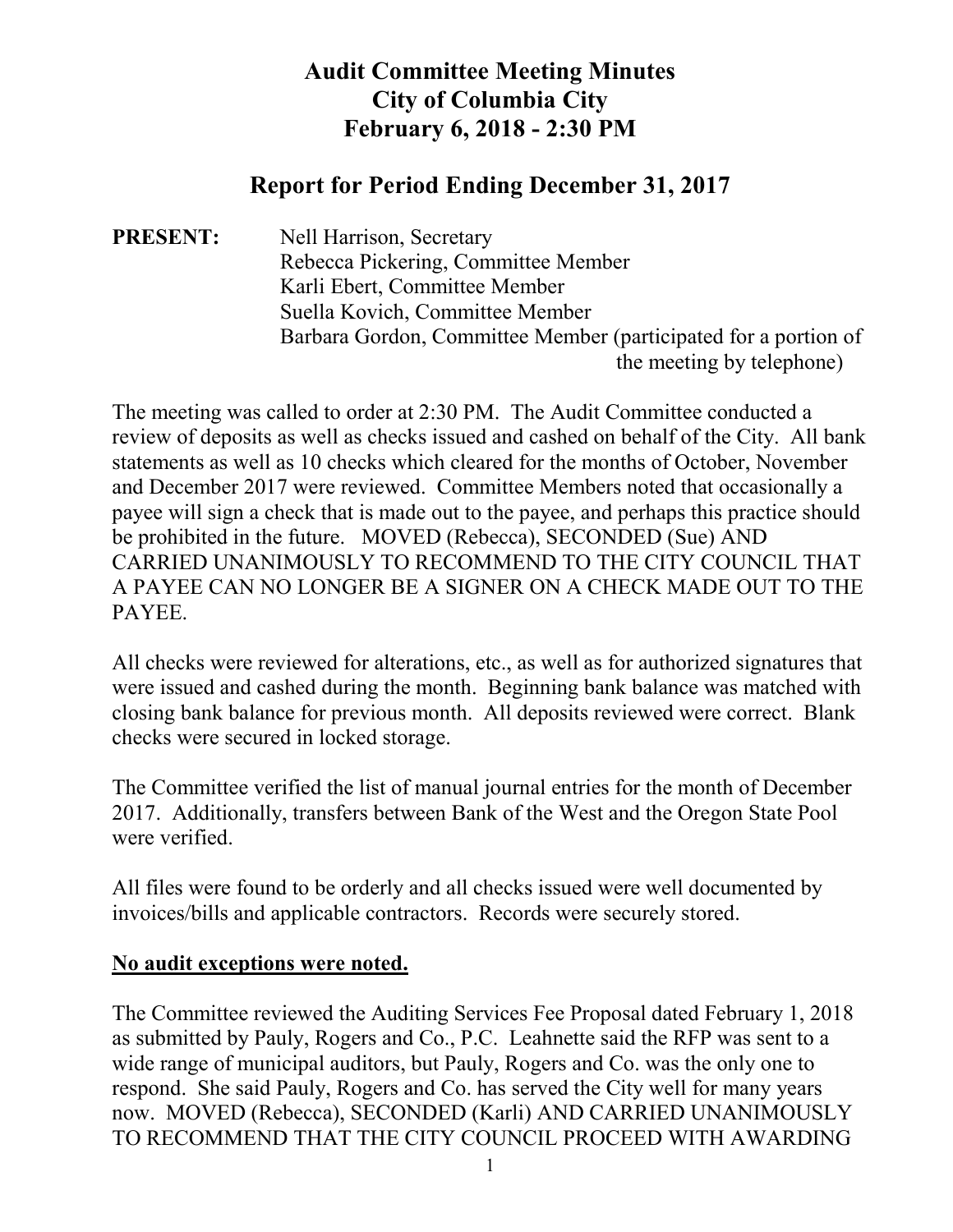# Audit Committee Meeting Minutes
# City of Columbia City
# February 6, 2018 - 2:30 PM

## Report for Period Ending December 31, 2017

**PRESENT:** Nell Harrison, Secretary
Rebecca Pickering, Committee Member
Karli Ebert, Committee Member
Suella Kovich, Committee Member
Barbara Gordon, Committee Member (participated for a portion of the meeting by telephone)

The meeting was called to order at 2:30 PM. The Audit Committee conducted a review of deposits as well as checks issued and cashed on behalf of the City. All bank statements as well as 10 checks which cleared for the months of October, November and December 2017 were reviewed. Committee Members noted that occasionally a payee will sign a check that is made out to the payee, and perhaps this practice should be prohibited in the future. MOVED (Rebecca), SECONDED (Sue) AND CARRIED UNANIMOUSLY TO RECOMMEND TO THE CITY COUNCIL THAT A PAYEE CAN NO LONGER BE A SIGNER ON A CHECK MADE OUT TO THE PAYEE.

All checks were reviewed for alterations, etc., as well as for authorized signatures that were issued and cashed during the month. Beginning bank balance was matched with closing bank balance for previous month. All deposits reviewed were correct. Blank checks were secured in locked storage.

The Committee verified the list of manual journal entries for the month of December 2017. Additionally, transfers between Bank of the West and the Oregon State Pool were verified.

All files were found to be orderly and all checks issued were well documented by invoices/bills and applicable contractors. Records were securely stored.

**No audit exceptions were noted.**

The Committee reviewed the Auditing Services Fee Proposal dated February 1, 2018 as submitted by Pauly, Rogers and Co., P.C. Leahnette said the RFP was sent to a wide range of municipal auditors, but Pauly, Rogers and Co. was the only one to respond. She said Pauly, Rogers and Co. has served the City well for many years now. MOVED (Rebecca), SECONDED (Karli) AND CARRIED UNANIMOUSLY TO RECOMMEND THAT THE CITY COUNCIL PROCEED WITH AWARDING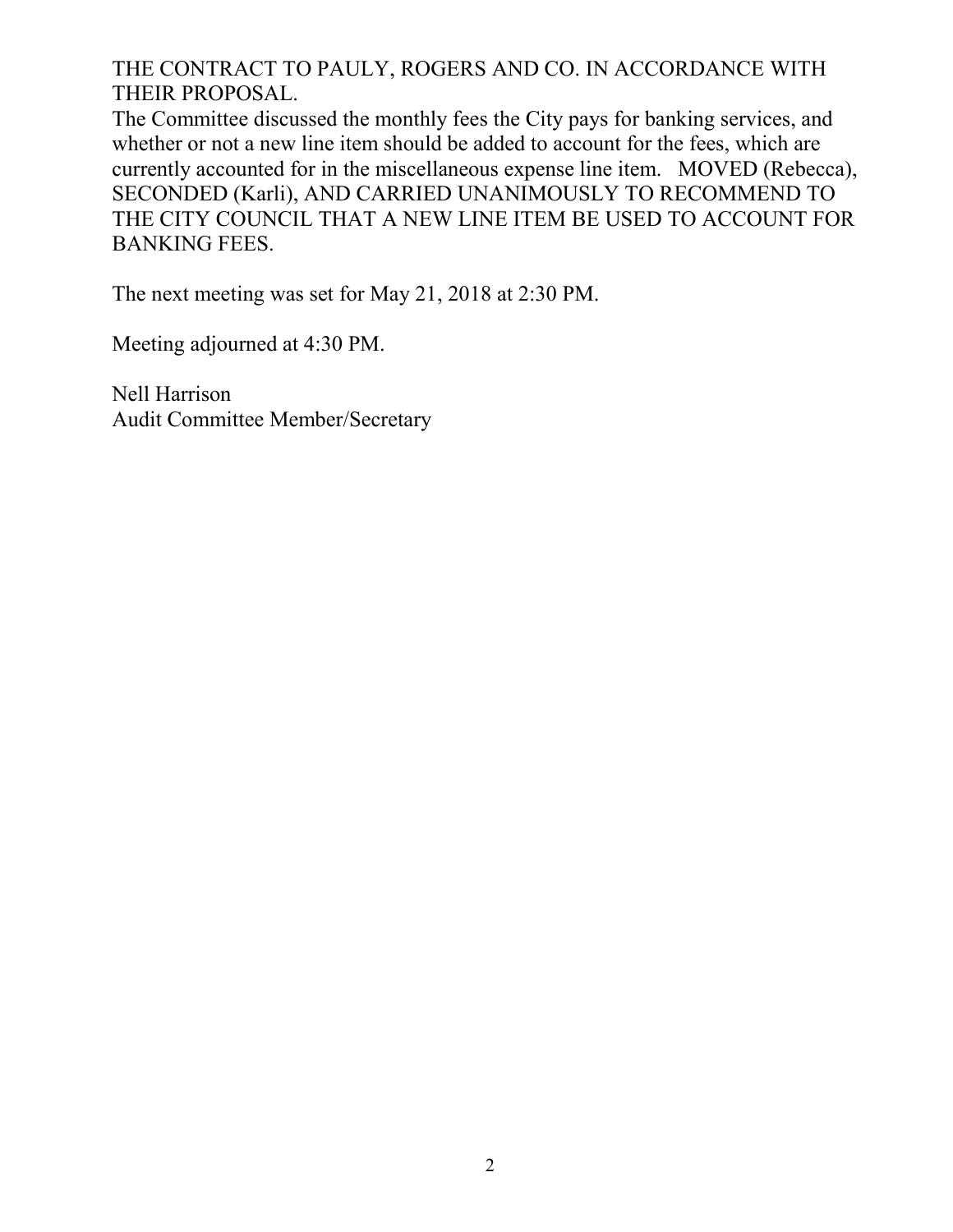THE CONTRACT TO PAULY, ROGERS AND CO. IN ACCORDANCE WITH THEIR PROPOSAL.

The Committee discussed the monthly fees the City pays for banking services, and whether or not a new line item should be added to account for the fees, which are currently accounted for in the miscellaneous expense line item. MOVED (Rebecca), SECONDED (Karli), AND CARRIED UNANIMOUSLY TO RECOMMEND TO THE CITY COUNCIL THAT A NEW LINE ITEM BE USED TO ACCOUNT FOR BANKING FEES.

The next meeting was set for May 21, 2018 at 2:30 PM.

Meeting adjourned at 4:30 PM.

Nell Harrison
Audit Committee Member/Secretary